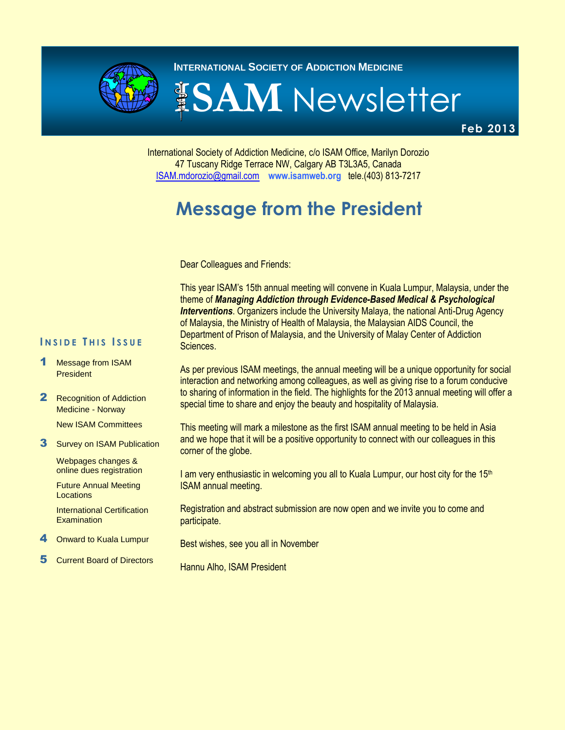**INTERNATIONAL SOCIETY OF ADDICTION MEDICINE**

# ISAM Newsletter

**Feb 2013**

International Society of Addiction Medicine, c/o ISAM Office, Marilyn Dorozio
47 Tuscany Ridge Terrace NW, Calgary AB T3L3A5, Canada
ISAM.mdorozio@gmail.com **www.isamweb.org** tele.(403) 813-7217

## Message from the President

### INSIDE THIS ISSUE

**1** Message from ISAM President

**2** Recognition of Addiction Medicine - Norway

New ISAM Committees

**3** Survey on ISAM Publication

Webpages changes & online dues registration

Future Annual Meeting Locations

International Certification Examination

**4** Onward to Kuala Lumpur

**5** Current Board of Directors

Dear Colleagues and Friends:

This year ISAM's 15th annual meeting will convene in Kuala Lumpur, Malaysia, under the theme of ***Managing Addiction through Evidence-Based Medical & Psychological Interventions***. Organizers include the University Malaya, the national Anti-Drug Agency of Malaysia, the Ministry of Health of Malaysia, the Malaysian AIDS Council, the Department of Prison of Malaysia, and the University of Malay Center of Addiction Sciences.

As per previous ISAM meetings, the annual meeting will be a unique opportunity for social interaction and networking among colleagues, as well as giving rise to a forum conducive to sharing of information in the field. The highlights for the 2013 annual meeting will offer a special time to share and enjoy the beauty and hospitality of Malaysia.

This meeting will mark a milestone as the first ISAM annual meeting to be held in Asia and we hope that it will be a positive opportunity to connect with our colleagues in this corner of the globe.

I am very enthusiastic in welcoming you all to Kuala Lumpur, our host city for the 15th ISAM annual meeting.

Registration and abstract submission are now open and we invite you to come and participate.

Best wishes, see you all in November

Hannu Alho, ISAM President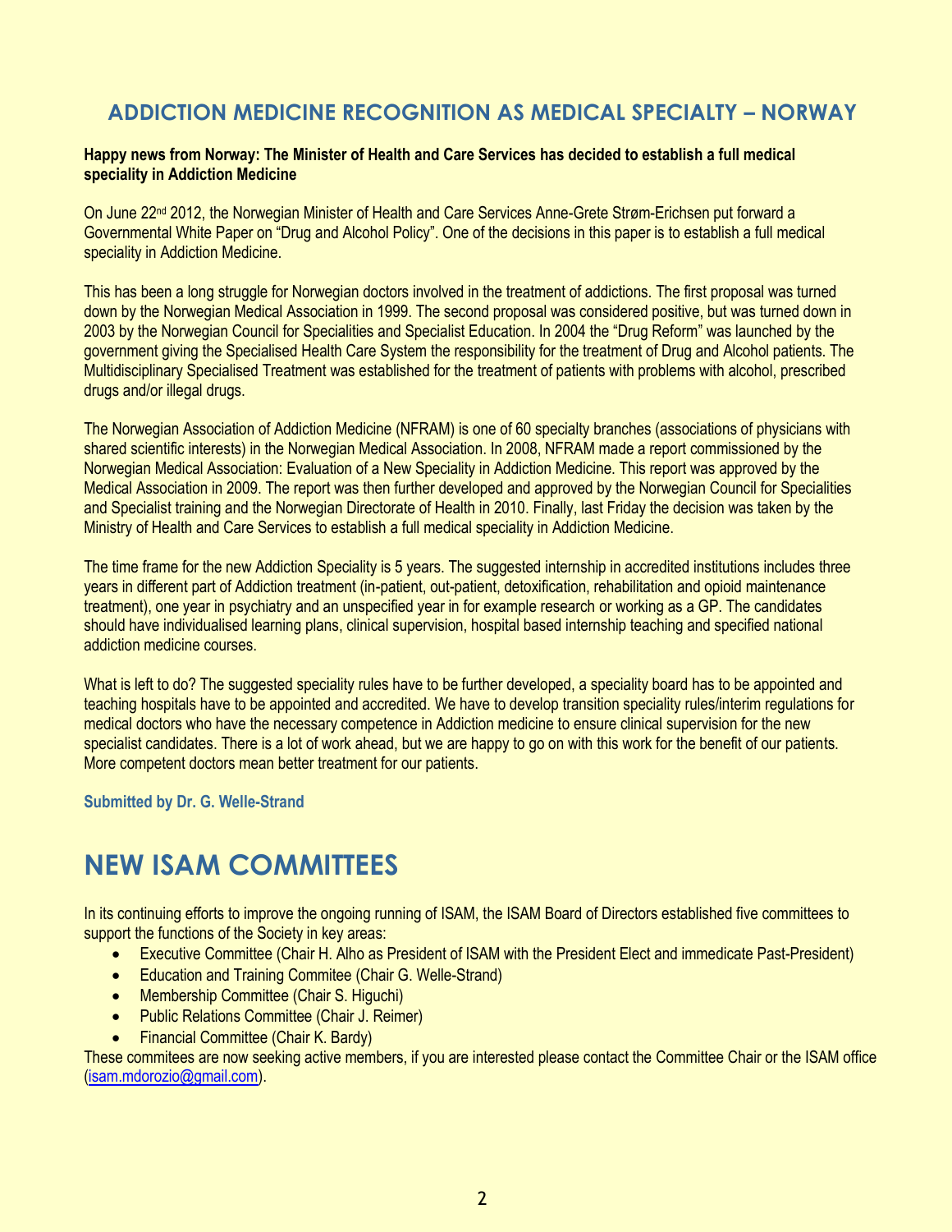## ADDICTION MEDICINE RECOGNITION AS MEDICAL SPECIALTY – NORWAY

**Happy news from Norway: The Minister of Health and Care Services has decided to establish a full medical speciality in Addiction Medicine**

On June 22nd 2012, the Norwegian Minister of Health and Care Services Anne-Grete Strøm-Erichsen put forward a Governmental White Paper on "Drug and Alcohol Policy". One of the decisions in this paper is to establish a full medical speciality in Addiction Medicine.

This has been a long struggle for Norwegian doctors involved in the treatment of addictions. The first proposal was turned down by the Norwegian Medical Association in 1999. The second proposal was considered positive, but was turned down in 2003 by the Norwegian Council for Specialities and Specialist Education. In 2004 the "Drug Reform" was launched by the government giving the Specialised Health Care System the responsibility for the treatment of Drug and Alcohol patients. The Multidisciplinary Specialised Treatment was established for the treatment of patients with problems with alcohol, prescribed drugs and/or illegal drugs.

The Norwegian Association of Addiction Medicine (NFRAM) is one of 60 specialty branches (associations of physicians with shared scientific interests) in the Norwegian Medical Association. In 2008, NFRAM made a report commissioned by the Norwegian Medical Association: Evaluation of a New Speciality in Addiction Medicine. This report was approved by the Medical Association in 2009. The report was then further developed and approved by the Norwegian Council for Specialities and Specialist training and the Norwegian Directorate of Health in 2010. Finally, last Friday the decision was taken by the Ministry of Health and Care Services to establish a full medical speciality in Addiction Medicine.

The time frame for the new Addiction Speciality is 5 years. The suggested internship in accredited institutions includes three years in different part of Addiction treatment (in-patient, out-patient, detoxification, rehabilitation and opioid maintenance treatment), one year in psychiatry and an unspecified year in for example research or working as a GP. The candidates should have individualised learning plans, clinical supervision, hospital based internship teaching and specified national addiction medicine courses.

What is left to do? The suggested speciality rules have to be further developed, a speciality board has to be appointed and teaching hospitals have to be appointed and accredited. We have to develop transition speciality rules/interim regulations for medical doctors who have the necessary competence in Addiction medicine to ensure clinical supervision for the new specialist candidates. There is a lot of work ahead, but we are happy to go on with this work for the benefit of our patients. More competent doctors mean better treatment for our patients.

**Submitted by Dr. G. Welle-Strand**

# NEW ISAM COMMITTEES

In its continuing efforts to improve the ongoing running of ISAM, the ISAM Board of Directors established five committees to support the functions of the Society in key areas:

- Executive Committee (Chair H. Alho as President of ISAM with the President Elect and immedicate Past-President)
- Education and Training Commitee (Chair G. Welle-Strand)
- Membership Committee (Chair S. Higuchi)
- Public Relations Committee (Chair J. Reimer)
- Financial Committee (Chair K. Bardy)

These commitees are now seeking active members, if you are interested please contact the Committee Chair or the ISAM office (isam.mdorozio@gmail.com).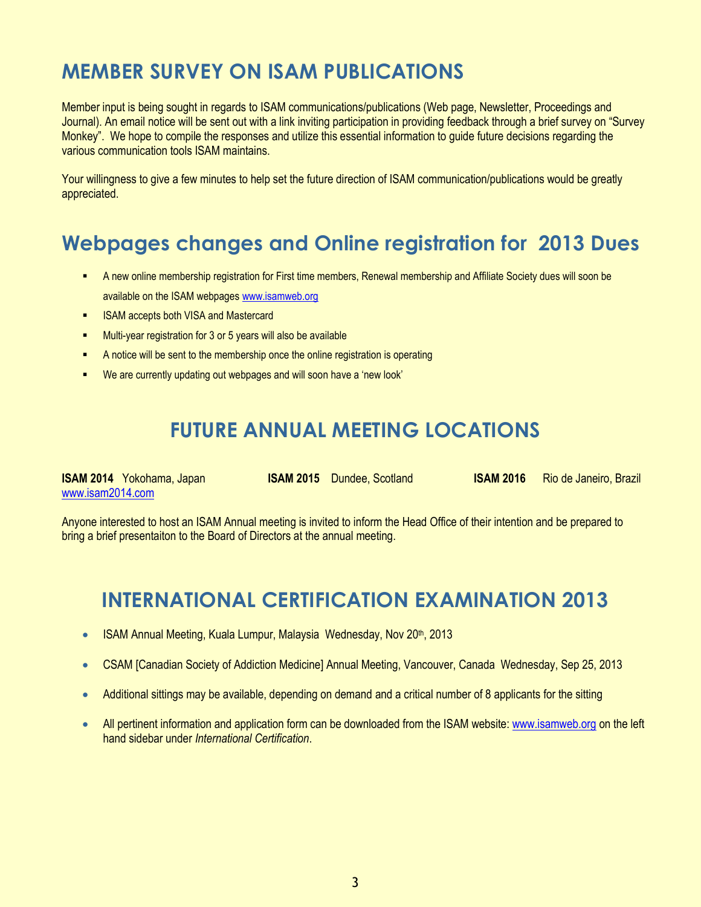## MEMBER SURVEY ON ISAM PUBLICATIONS

Member input is being sought in regards to ISAM communications/publications (Web page, Newsletter, Proceedings and Journal). An email notice will be sent out with a link inviting participation in providing feedback through a brief survey on "Survey Monkey". We hope to compile the responses and utilize this essential information to guide future decisions regarding the various communication tools ISAM maintains.

Your willingness to give a few minutes to help set the future direction of ISAM communication/publications would be greatly appreciated.

## Webpages changes and Online registration for 2013 Dues

- A new online membership registration for First time members, Renewal membership and Affiliate Society dues will soon be available on the ISAM webpages www.isamweb.org
- ISAM accepts both VISA and Mastercard
- Multi-year registration for 3 or 5 years will also be available
- A notice will be sent to the membership once the online registration is operating
- We are currently updating out webpages and will soon have a 'new look'

## FUTURE ANNUAL MEETING LOCATIONS

**ISAM 2014** Yokohama, Japan www.isam2014.com

**ISAM 2015** Dundee, Scotland

**ISAM 2016** Rio de Janeiro, Brazil

Anyone interested to host an ISAM Annual meeting is invited to inform the Head Office of their intention and be prepared to bring a brief presentaiton to the Board of Directors at the annual meeting.

## INTERNATIONAL CERTIFICATION EXAMINATION 2013

- ISAM Annual Meeting, Kuala Lumpur, Malaysia Wednesday, Nov 20th, 2013
- CSAM [Canadian Society of Addiction Medicine] Annual Meeting, Vancouver, Canada Wednesday, Sep 25, 2013
- Additional sittings may be available, depending on demand and a critical number of 8 applicants for the sitting
- All pertinent information and application form can be downloaded from the ISAM website: www.isamweb.org on the left hand sidebar under *International Certification*.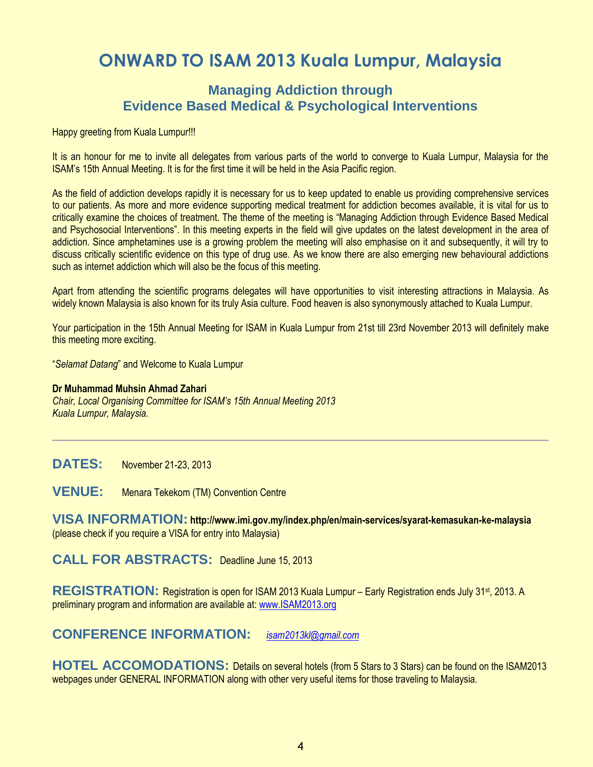# ONWARD TO ISAM 2013 Kuala Lumpur, Malaysia

## Managing Addiction through Evidence Based Medical & Psychological Interventions

Happy greeting from Kuala Lumpur!!!

It is an honour for me to invite all delegates from various parts of the world to converge to Kuala Lumpur, Malaysia for the ISAM's 15th Annual Meeting. It is for the first time it will be held in the Asia Pacific region.

As the field of addiction develops rapidly it is necessary for us to keep updated to enable us providing comprehensive services to our patients. As more and more evidence supporting medical treatment for addiction becomes available, it is vital for us to critically examine the choices of treatment. The theme of the meeting is "Managing Addiction through Evidence Based Medical and Psychosocial Interventions". In this meeting experts in the field will give updates on the latest development in the area of addiction. Since amphetamines use is a growing problem the meeting will also emphasise on it and subsequently, it will try to discuss critically scientific evidence on this type of drug use. As we know there are also emerging new behavioural addictions such as internet addiction which will also be the focus of this meeting.

Apart from attending the scientific programs delegates will have opportunities to visit interesting attractions in Malaysia. As widely known Malaysia is also known for its truly Asia culture. Food heaven is also synonymously attached to Kuala Lumpur.

Your participation in the 15th Annual Meeting for ISAM in Kuala Lumpur from 21st till 23rd November 2013 will definitely make this meeting more exciting.

"*Selamat Datang*" and Welcome to Kuala Lumpur

**Dr Muhammad Muhsin Ahmad Zahari**
*Chair, Local Organising Committee for ISAM's 15th Annual Meeting 2013*
*Kuala Lumpur, Malaysia.*

---

**DATES:** November 21-23, 2013

**VENUE:** Menara Tekekom (TM) Convention Centre

**VISA INFORMATION:** **http://www.imi.gov.my/index.php/en/main-services/syarat-kemasukan-ke-malaysia** (please check if you require a VISA for entry into Malaysia)

**CALL FOR ABSTRACTS:** Deadline June 15, 2013

**REGISTRATION:** Registration is open for ISAM 2013 Kuala Lumpur – Early Registration ends July 31st, 2013. A preliminary program and information are available at: www.ISAM2013.org

**CONFERENCE INFORMATION:** *isam2013kl@gmail.com*

**HOTEL ACCOMODATIONS:** Details on several hotels (from 5 Stars to 3 Stars) can be found on the ISAM2013 webpages under GENERAL INFORMATION along with other very useful items for those traveling to Malaysia.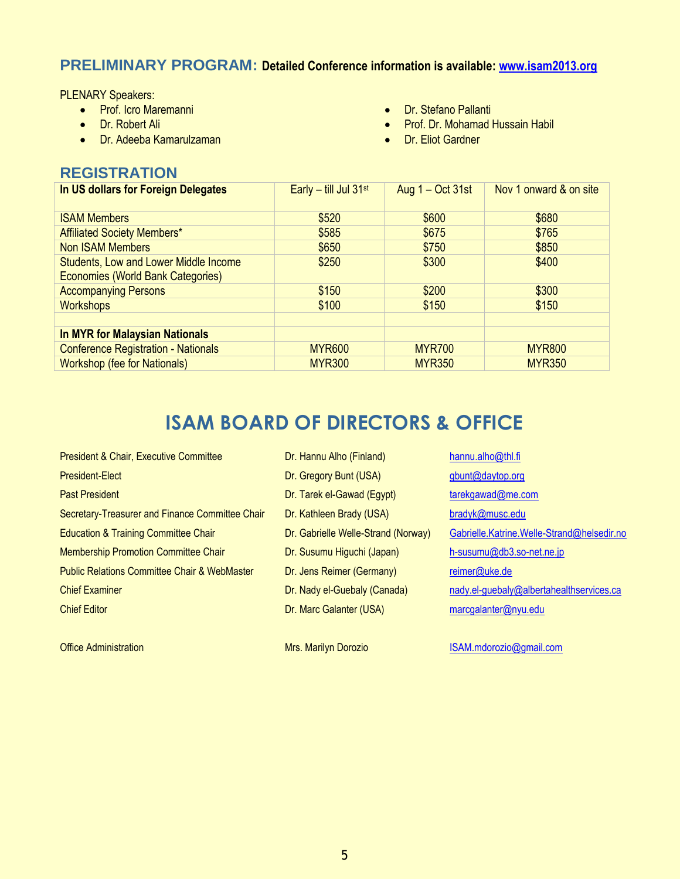## PRELIMINARY PROGRAM: **Detailed Conference information is available: [www.isam2013.org](http://www.isam2013.org)**

PLENARY Speakers:

- Prof. Icro Maremanni
- Dr. Robert Ali
- Dr. Adeeba Kamarulzaman
- Dr. Stefano Pallanti
- Prof. Dr. Mohamad Hussain Habil
- Dr. Eliot Gardner

## REGISTRATION

| **In US dollars for Foreign Delegates** | Early – till Jul 31st | Aug 1 – Oct 31st | Nov 1 onward & on site |
|---|---|---|---|
| ISAM Members | $520 | $600 | $680 |
| Affiliated Society Members* | $585 | $675 | $765 |
| Non ISAM Members | $650 | $750 | $850 |
| Students, Low and Lower Middle Income Economies (World Bank Categories) | $250 | $300 | $400 |
| Accompanying Persons | $150 | $200 | $300 |
| Workshops | $100 | $150 | $150 |
| | | | |
| **In MYR for Malaysian Nationals** | | | |
| Conference Registration - Nationals | MYR600 | MYR700 | MYR800 |
| Workshop (fee for Nationals) | MYR300 | MYR350 | MYR350 |

# ISAM BOARD OF DIRECTORS & OFFICE

| | | |
|---|---|---|
| President & Chair, Executive Committee | Dr. Hannu Alho (Finland) | hannu.alho@thl.fi |
| President-Elect | Dr. Gregory Bunt (USA) | gbunt@daytop.org |
| Past President | Dr. Tarek el-Gawad (Egypt) | tarekgawad@me.com |
| Secretary-Treasurer and Finance Committee Chair | Dr. Kathleen Brady (USA) | bradyk@musc.edu |
| Education & Training Committee Chair | Dr. Gabrielle Welle-Strand (Norway) | Gabrielle.Katrine.Welle-Strand@helsedir.no |
| Membership Promotion Committee Chair | Dr. Susumu Higuchi (Japan) | h-susumu@db3.so-net.ne.jp |
| Public Relations Committee Chair & WebMaster | Dr. Jens Reimer (Germany) | reimer@uke.de |
| Chief Examiner | Dr. Nady el-Guebaly (Canada) | nady.el-guebaly@albertahealthservices.ca |
| Chief Editor | Dr. Marc Galanter (USA) | marcgalanter@nyu.edu |
| | | |
| Office Administration | Mrs. Marilyn Dorozio | ISAM.mdorozio@gmail.com |